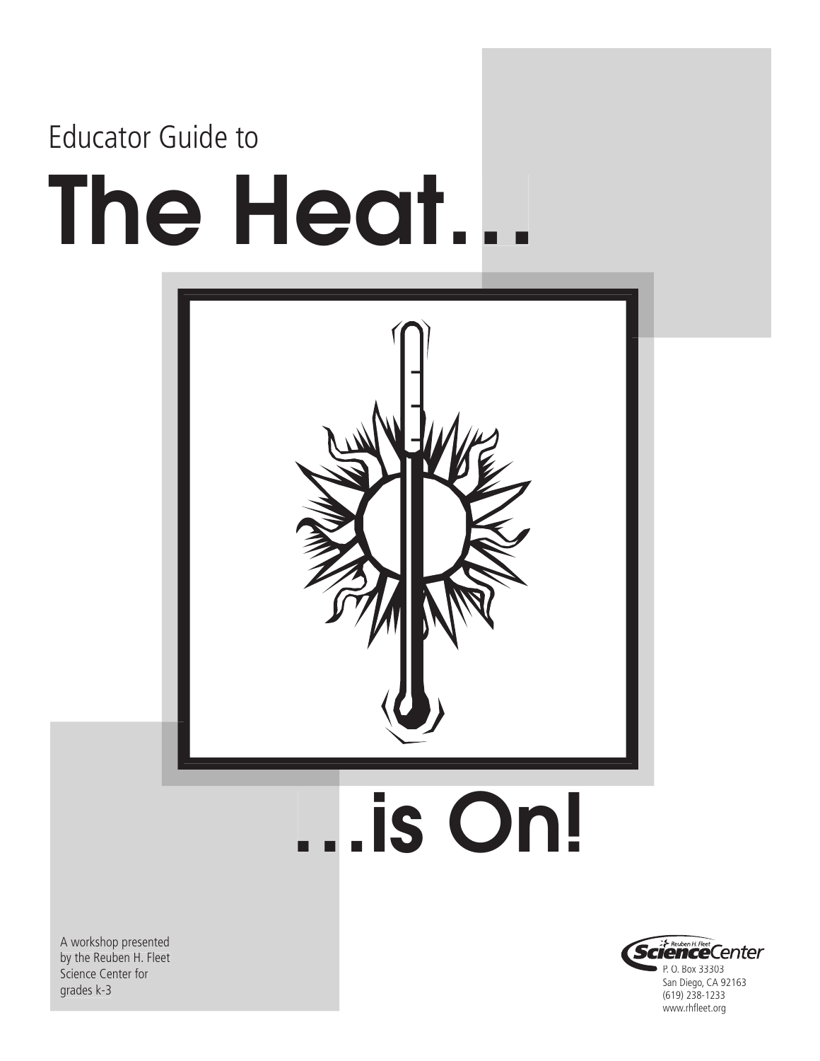Educator Guide to

# The Heat…

# …is On!

A workshop presented by the Reuben H. Fleet Science Center for grades k-3

Reuben H. Fleet Science Center
P. O. Box 33303
San Diego, CA 92163
(619) 238-1233
www.rhfleet.org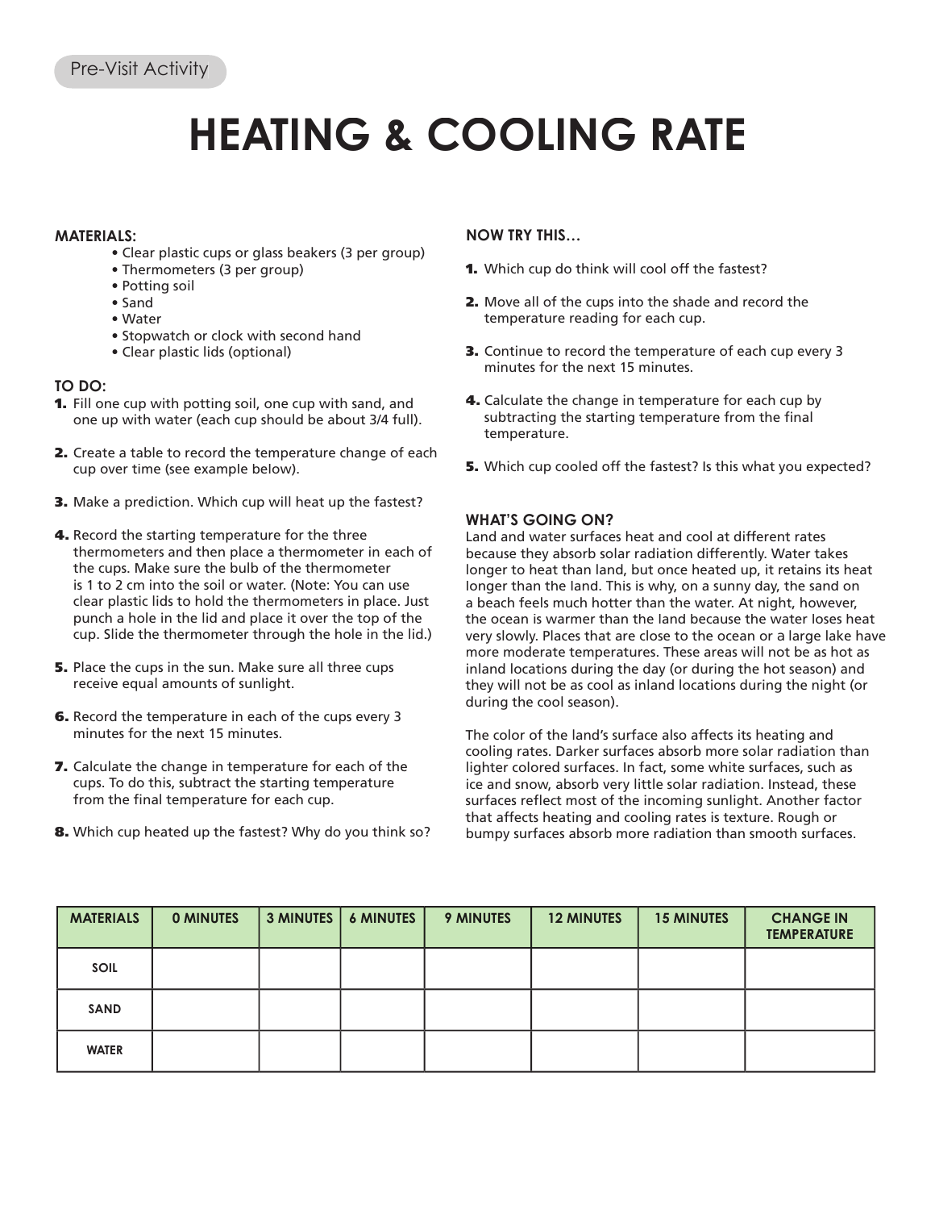Pre-Visit Activity

# HEATING & COOLING RATE

**MATERIALS:**

- Clear plastic cups or glass beakers (3 per group)
- Thermometers (3 per group)
- Potting soil
- Sand
- Water
- Stopwatch or clock with second hand
- Clear plastic lids (optional)

**TO DO:**

1. Fill one cup with potting soil, one cup with sand, and one up with water (each cup should be about 3/4 full).
2. Create a table to record the temperature change of each cup over time (see example below).
3. Make a prediction. Which cup will heat up the fastest?
4. Record the starting temperature for the three thermometers and then place a thermometer in each of the cups. Make sure the bulb of the thermometer is 1 to 2 cm into the soil or water. (Note: You can use clear plastic lids to hold the thermometers in place. Just punch a hole in the lid and place it over the top of the cup. Slide the thermometer through the hole in the lid.)
5. Place the cups in the sun. Make sure all three cups receive equal amounts of sunlight.
6. Record the temperature in each of the cups every 3 minutes for the next 15 minutes.
7. Calculate the change in temperature for each of the cups. To do this, subtract the starting temperature from the final temperature for each cup.
8. Which cup heated up the fastest? Why do you think so?

**NOW TRY THIS…**

1. Which cup do think will cool off the fastest?
2. Move all of the cups into the shade and record the temperature reading for each cup.
3. Continue to record the temperature of each cup every 3 minutes for the next 15 minutes.
4. Calculate the change in temperature for each cup by subtracting the starting temperature from the final temperature.
5. Which cup cooled off the fastest? Is this what you expected?

**WHAT'S GOING ON?**

Land and water surfaces heat and cool at different rates because they absorb solar radiation differently. Water takes longer to heat than land, but once heated up, it retains its heat longer than the land. This is why, on a sunny day, the sand on a beach feels much hotter than the water. At night, however, the ocean is warmer than the land because the water loses heat very slowly. Places that are close to the ocean or a large lake have more moderate temperatures. These areas will not be as hot as inland locations during the day (or during the hot season) and they will not be as cool as inland locations during the night (or during the cool season).

The color of the land's surface also affects its heating and cooling rates. Darker surfaces absorb more solar radiation than lighter colored surfaces. In fact, some white surfaces, such as ice and snow, absorb very little solar radiation. Instead, these surfaces reflect most of the incoming sunlight. Another factor that affects heating and cooling rates is texture. Rough or bumpy surfaces absorb more radiation than smooth surfaces.

| MATERIALS | 0 MINUTES | 3 MINUTES | 6 MINUTES | 9 MINUTES | 12 MINUTES | 15 MINUTES | CHANGE IN TEMPERATURE |
|---|---|---|---|---|---|---|---|
| SOIL | | | | | | | |
| SAND | | | | | | | |
| WATER | | | | | | | |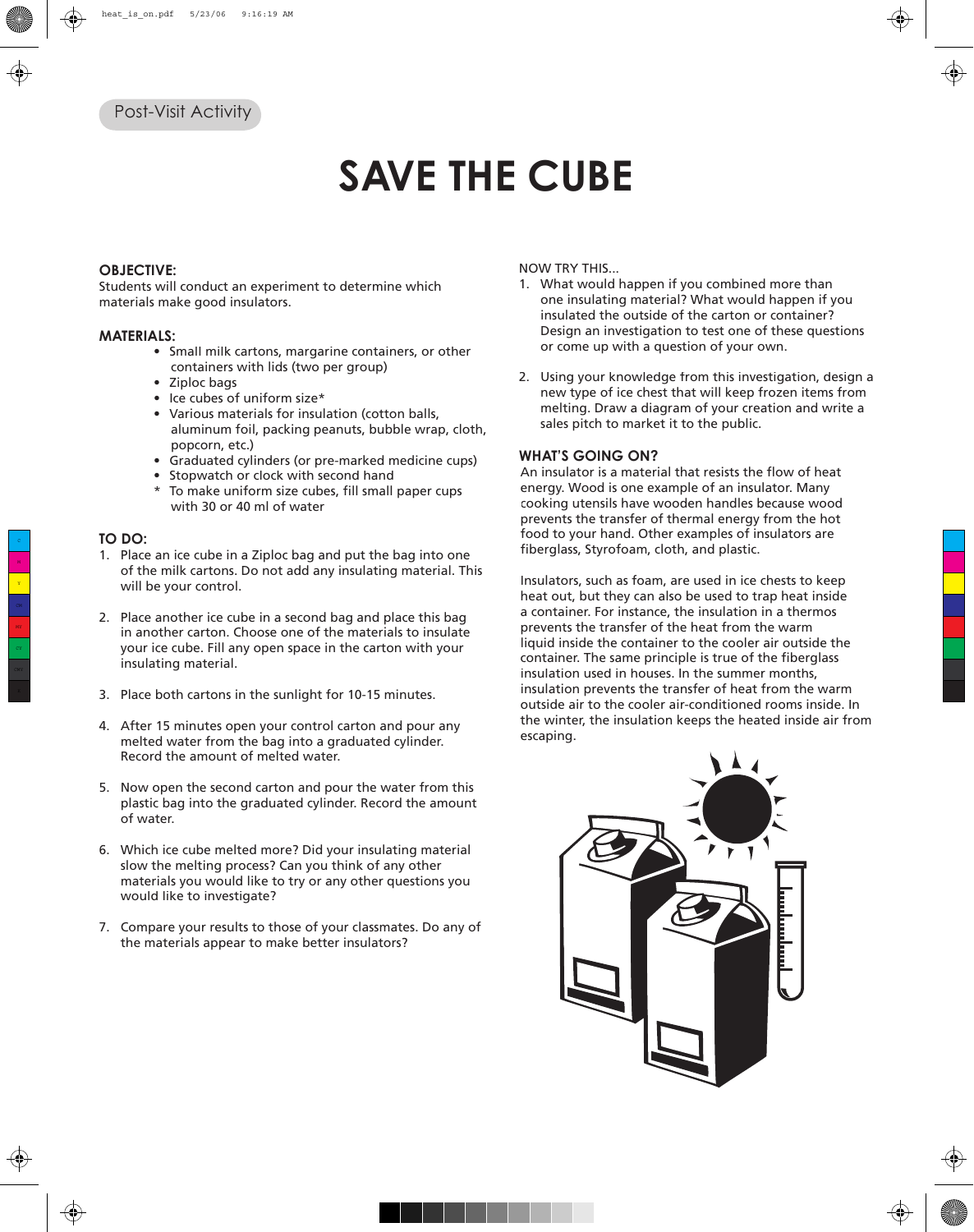Post-Visit Activity

# SAVE THE CUBE

## OBJECTIVE:

Students will conduct an experiment to determine which materials make good insulators.

## MATERIALS:

- Small milk cartons, margarine containers, or other containers with lids (two per group)
- Ziploc bags
- Ice cubes of uniform size*
- Various materials for insulation (cotton balls, aluminum foil, packing peanuts, bubble wrap, cloth, popcorn, etc.)
- Graduated cylinders (or pre-marked medicine cups)
- Stopwatch or clock with second hand

\* To make uniform size ice cubes, fill small paper cups with 30 or 40 ml of water

## TO DO:

1. Place an ice cube in a Ziploc bag and put the bag into one of the milk cartons. Do not add any insulating material. This will be your control.

2. Place another ice cube in a second bag and place this bag in another carton. Choose one of the materials to insulate your ice cube. Fill any open space in the carton with your insulating material.

3. Place both cartons in the sunlight for 10-15 minutes.

4. After 15 minutes open your control carton and pour any melted water from the bag into a graduated cylinder. Record the amount of melted water.

5. Now open the second carton and pour the water from this plastic bag into the graduated cylinder. Record the amount of water.

6. Which ice cube melted more? Did your insulating material slow the melting process? Can you think of any other materials you would like to try or any other questions you would like to investigate?

7. Compare your results to those of your classmates. Do any of the materials appear to make better insulators?

NOW TRY THIS...

1. What would happen if you combined more than one insulating material? What would happen if you insulated the outside of the carton or container? Design an investigation to test one of these questions or come up with a question of your own.

2. Using your knowledge from this investigation, design a new type of ice chest that will keep frozen items from melting. Draw a diagram of your creation and write a sales pitch to market it to the public.

## WHAT'S GOING ON?

An insulator is a material that resists the flow of heat energy. Wood is one example of an insulator. Many cooking utensils have wooden handles because wood prevents the transfer of thermal energy from the hot food to your hand. Other examples of insulators are fiberglass, Styrofoam, cloth, and plastic.

Insulators, such as foam, are used in ice chests to keep heat out, but they can also be used to trap heat inside a container. For instance, the insulation in a thermos prevents the transfer of the heat from the warm liquid inside the container to the cooler air outside the container. The same principle is true of the fiberglass insulation used in houses. In the summer months, insulation prevents the transfer of heat from the warm outside air to the cooler air-conditioned rooms inside. In the winter, the insulation keeps the heated inside air from escaping.